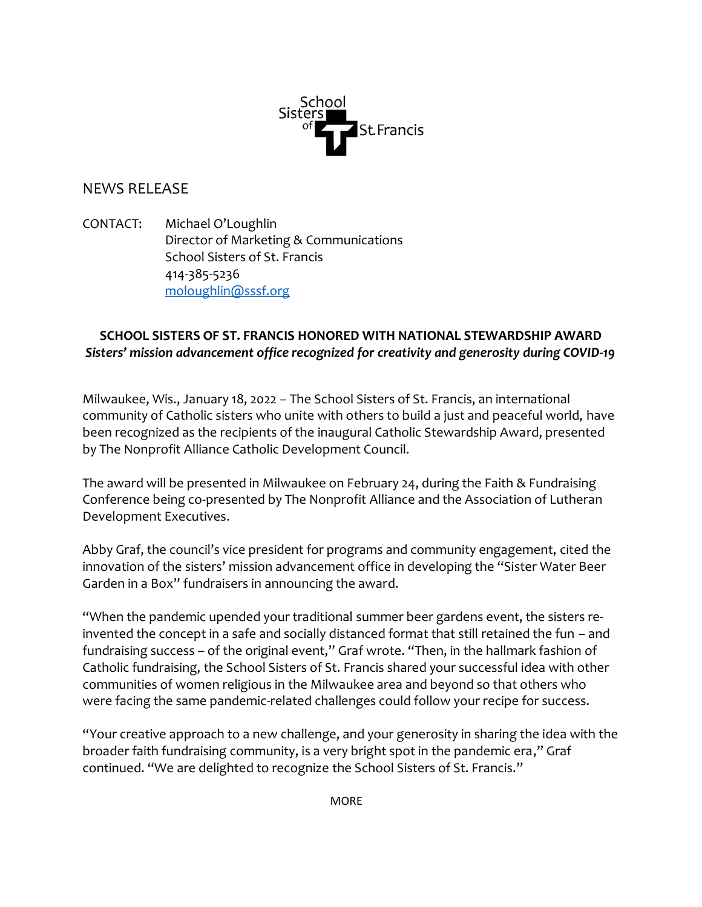School Sisters of St. Francis

NEWS RELEASE

CONTACT: Michael O'Loughlin
Director of Marketing & Communications
School Sisters of St. Francis
414-385-5236
[mologhlin@sssf.org](mailto:mologhlin@sssf.org)

**SCHOOL SISTERS OF ST. FRANCIS HONORED WITH NATIONAL STEWARDSHIP AWARD**
***Sisters' mission advancement office recognized for creativity and generosity during COVID-19***

Milwaukee, Wis., January 18, 2022 – The School Sisters of St. Francis, an international community of Catholic sisters who unite with others to build a just and peaceful world, have been recognized as the recipients of the inaugural Catholic Stewardship Award, presented by The Nonprofit Alliance Catholic Development Council.

The award will be presented in Milwaukee on February 24, during the Faith & Fundraising Conference being co-presented by The Nonprofit Alliance and the Association of Lutheran Development Executives.

Abby Graf, the council's vice president for programs and community engagement, cited the innovation of the sisters' mission advancement office in developing the "Sister Water Beer Garden in a Box" fundraisers in announcing the award.

"When the pandemic upended your traditional summer beer gardens event, the sisters re-invented the concept in a safe and socially distanced format that still retained the fun – and fundraising success – of the original event," Graf wrote. "Then, in the hallmark fashion of Catholic fundraising, the School Sisters of St. Francis shared your successful idea with other communities of women religious in the Milwaukee area and beyond so that others who were facing the same pandemic-related challenges could follow your recipe for success.

"Your creative approach to a new challenge, and your generosity in sharing the idea with the broader faith fundraising community, is a very bright spot in the pandemic era," Graf continued. "We are delighted to recognize the School Sisters of St. Francis."

MORE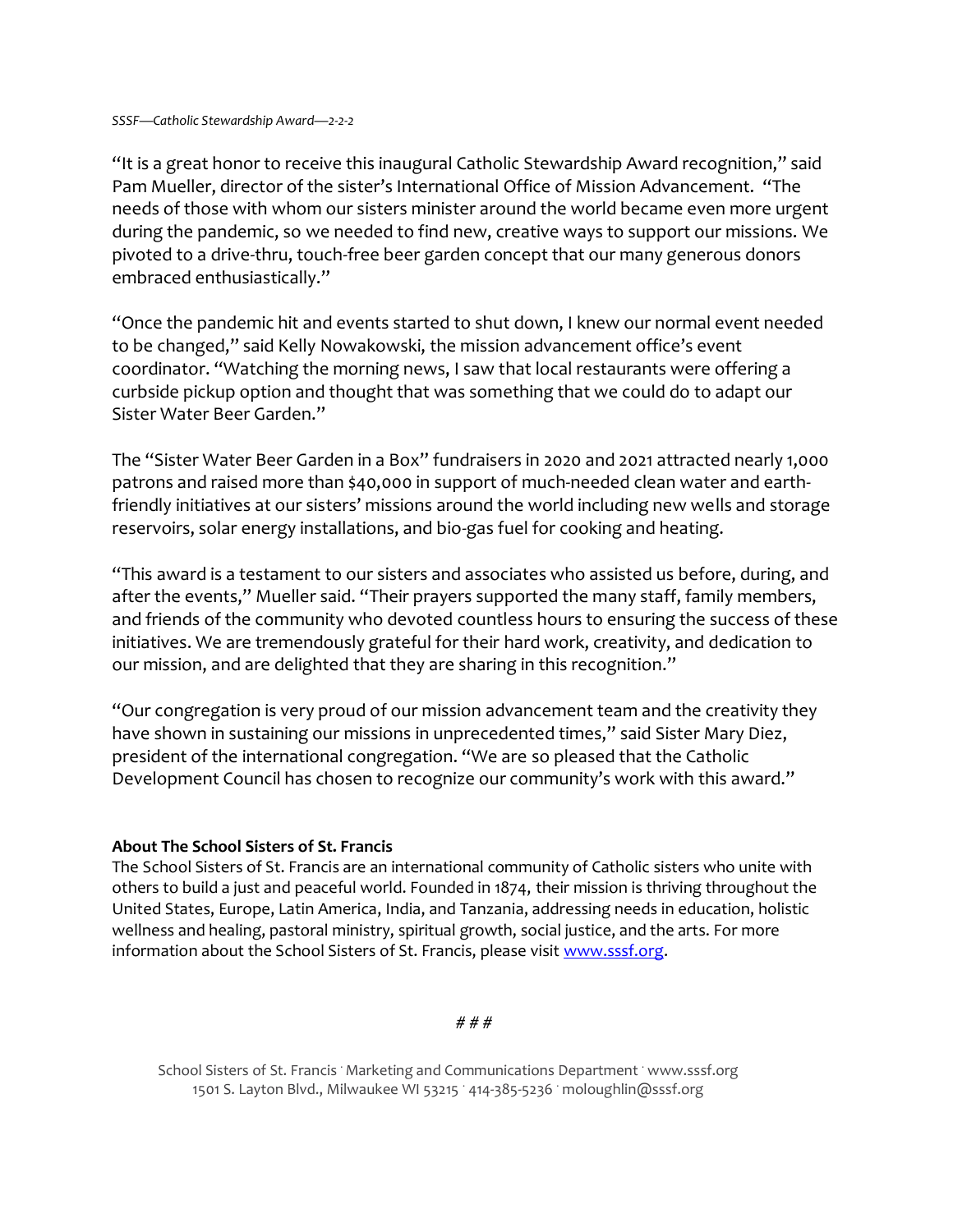"It is a great honor to receive this inaugural Catholic Stewardship Award recognition," said Pam Mueller, director of the sister's International Office of Mission Advancement. "The needs of those with whom our sisters minister around the world became even more urgent during the pandemic, so we needed to find new, creative ways to support our missions. We pivoted to a drive-thru, touch-free beer garden concept that our many generous donors embraced enthusiastically."

"Once the pandemic hit and events started to shut down, I knew our normal event needed to be changed," said Kelly Nowakowski, the mission advancement office's event coordinator. "Watching the morning news, I saw that local restaurants were offering a curbside pickup option and thought that was something that we could do to adapt our Sister Water Beer Garden."

The "Sister Water Beer Garden in a Box" fundraisers in 2020 and 2021 attracted nearly 1,000 patrons and raised more than $40,000 in support of much-needed clean water and earth-friendly initiatives at our sisters' missions around the world including new wells and storage reservoirs, solar energy installations, and bio-gas fuel for cooking and heating.

"This award is a testament to our sisters and associates who assisted us before, during, and after the events," Mueller said. "Their prayers supported the many staff, family members, and friends of the community who devoted countless hours to ensuring the success of these initiatives. We are tremendously grateful for their hard work, creativity, and dedication to our mission, and are delighted that they are sharing in this recognition."

"Our congregation is very proud of our mission advancement team and the creativity they have shown in sustaining our missions in unprecedented times," said Sister Mary Diez, president of the international congregation. "We are so pleased that the Catholic Development Council has chosen to recognize our community's work with this award."

**About The School Sisters of St. Francis**

The School Sisters of St. Francis are an international community of Catholic sisters who unite with others to build a just and peaceful world. Founded in 1874, their mission is thriving throughout the United States, Europe, Latin America, India, and Tanzania, addressing needs in education, holistic wellness and healing, pastoral ministry, spiritual growth, social justice, and the arts. For more information about the School Sisters of St. Francis, please visit [www.sssf.org](http://www.sssf.org).

*# # #*

School Sisters of St. Francis · Marketing and Communications Department · www.sssf.org
1501 S. Layton Blvd., Milwaukee WI 53215 · 414-385-5236 · moloughlin@sssf.org